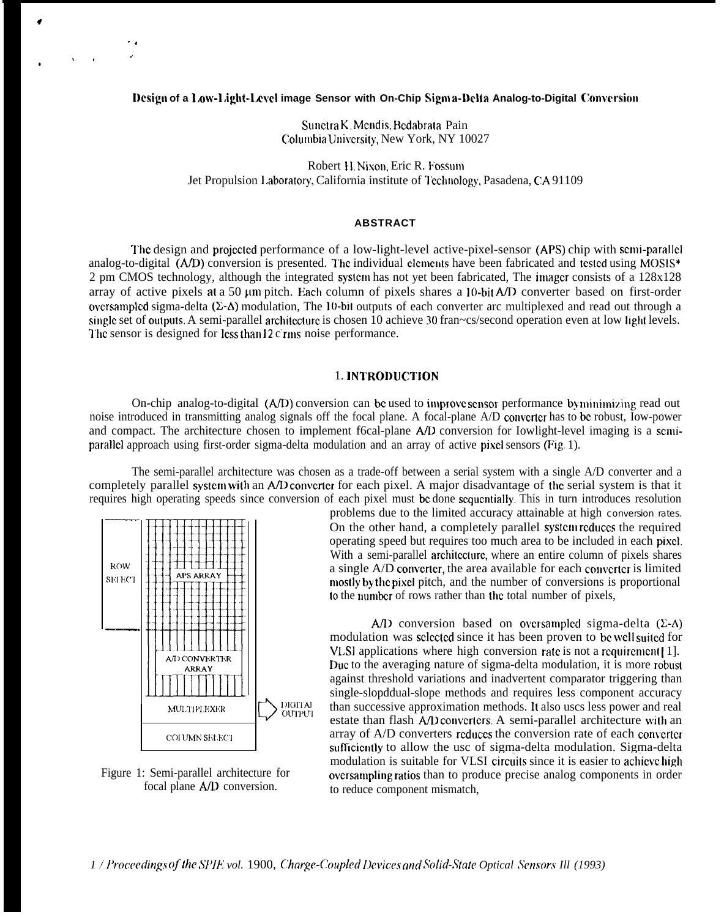# Design of a Low-Light-Level image Sensor with On-Chip Sigma-Delta Analog-to-Digital Conversion

Sunetra K. Mendis, Bedabrata Pain
Columbia University, New York, NY 10027

Robert H. Nixon, Eric R. Fossum
Jet Propulsion Laboratory, California institute of Technology, Pasadena, CA 91109

## ABSTRACT

The design and projected performance of a low-light-level active-pixel-sensor (APS) chip with semi-parallel analog-to-digital (A/D) conversion is presented. The individual elements have been fabricated and tested using MOSIS* 2 μm CMOS technology, although the integrated system has not yet been fabricated, The imager consists of a 128x128 array of active pixels at a 50 μm pitch. Each column of pixels shares a 10-bit A/D converter based on first-order oversampled sigma-delta (Σ-Δ) modulation, The 10-bit outputs of each converter are multiplexed and read out through a single set of outputs. A semi-parallel architecture is chosen to achieve 30 frames/second operation even at low light levels. The sensor is designed for less than 12 e rms noise performance.

## 1. INTRODUCTION

On-chip analog-to-digital (A/D) conversion can be used to improve sensor performance by minimizing read out noise introduced in transmitting analog signals off the focal plane. A focal-plane A/D converter has to be robust, low-power and compact. The architecture chosen to implement focal-plane A/D conversion for lowlight-level imaging is a semi-parallel approach using first-order sigma-delta modulation and an array of active pixel sensors (Fig. 1).

The semi-parallel architecture was chosen as a trade-off between a serial system with a single A/D converter and a completely parallel system with an A/D converter for each pixel. A major disadvantage of the serial system is that it requires high operating speeds since conversion of each pixel must be done sequentially. This in turn introduces resolution problems due to the limited accuracy attainable at high conversion rates. On the other hand, a completely parallel system reduces the required operating speed but requires too much area to be included in each pixel. With a semi-parallel architecture, where an entire column of pixels shares a single A/D converter, the area available for each converter is limited mostly by the pixel pitch, and the number of conversions is proportional to the number of rows rather than the total number of pixels,

A/D conversion based on oversampled sigma-delta (Σ-Δ) modulation was selected since it has been proven to be well suited for VLSI applications where high conversion rate is not a requirement[1]. Due to the averaging nature of sigma-delta modulation, it is more robust against threshold variations and inadvertent comparator triggering than single-slope/dual-slope methods and requires less component accuracy than successive approximation methods. It also uses less power and real estate than flash A/D converters. A semi-parallel architecture with an array of A/D converters reduces the conversion rate of each converter sufficiently to allow the use of sigma-delta modulation. Sigma-delta modulation is suitable for VLSI circuits since it is easier to achieve high oversampling ratios than to produce precise analog components in order to reduce component mismatch,

Figure 1: Semi-parallel architecture for focal plane A/D conversion.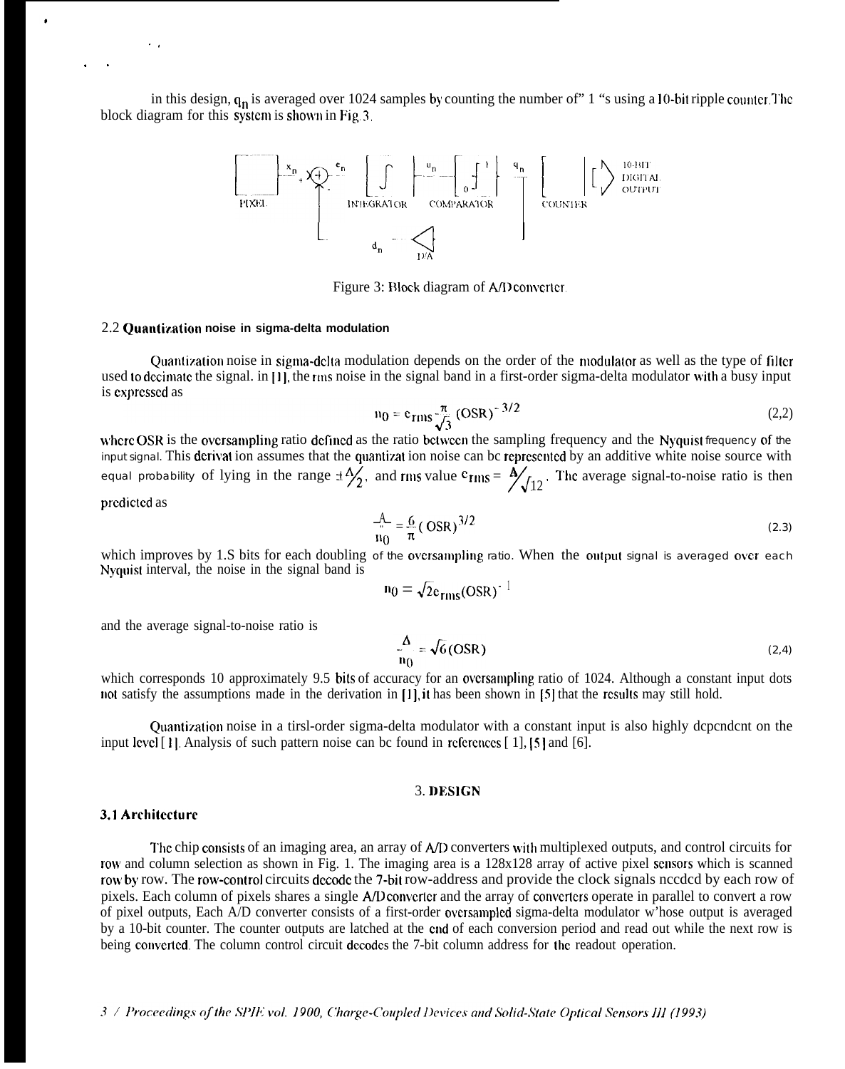in this design, $q_n$ is averaged over 1024 samples by counting the number of" 1 "s using a 10-bit ripple counter. The block diagram for this system is shown in Fig. 3.

Figure 3: Block diagram of A/D converter.

### 2.2 Quantization noise in sigma-delta modulation

Quantization noise in sigma-delta modulation depends on the order of the modulator as well as the type of filter used to decimate the signal. in [1], the rms noise in the signal band in a first-order sigma-delta modulator with a busy input is expressed as

$$n_0 = e_{rms} \frac{\pi}{\sqrt{3}} (OSR)^{-3/2} \tag{2,2}$$

where OSR is the oversampling ratio defined as the ratio between the sampling frequency and the Nyquist frequency of the input signal. This derivat ion assumes that the quantizat ion noise can bc represented by an additive white noise source with equal probability of lying in the range $\pm\Delta/2$, and rms value $e_{rms} = \Delta/\sqrt{12}$. The average signal-to-noise ratio is then predicted as

$$\frac{\Delta}{n_0} = \frac{6}{\pi} (OSR)^{3/2} \tag{2.3}$$

which improves by 1.S bits for each doubling of the oversampling ratio. When the output signal is averaged over each Nyquist interval, the noise in the signal band is

$$n_0 = \sqrt{2} e_{rms} (OSR)^{-1}$$

and the average signal-to-noise ratio is

$$\frac{\Delta}{n_0} = \sqrt{6} (OSR) \tag{2,4}$$

which corresponds 10 approximately 9.5 bits of accuracy for an oversampling ratio of 1024. Although a constant input dots not satisfy the assumptions made in the derivation in [1], it has been shown in [5] that the results may still hold.

Quantization noise in a tirsl-order sigma-delta modulator with a constant input is also highly dependent on the input level [1]. Analysis of such pattern noise can bc found in references [1], [5] and [6].

## 3. DESIGN

### 3.1 Architecture

The chip consists of an imaging area, an array of A/D converters with multiplexed outputs, and control circuits for row and column selection as shown in Fig. 1. The imaging area is a 128x128 array of active pixel sensors which is scanned row by row. The row-control circuits decode the 7-bit row-address and provide the clock signals needed by each row of pixels. Each column of pixels shares a single A/D converter and the array of converters operate in parallel to convert a row of pixel outputs, Each A/D converter consists of a first-order oversampled sigma-delta modulator w'hose output is averaged by a 10-bit counter. The counter outputs are latched at the end of each conversion period and read out while the next row is being converted. The column control circuit decodes the 7-bit column address for the readout operation.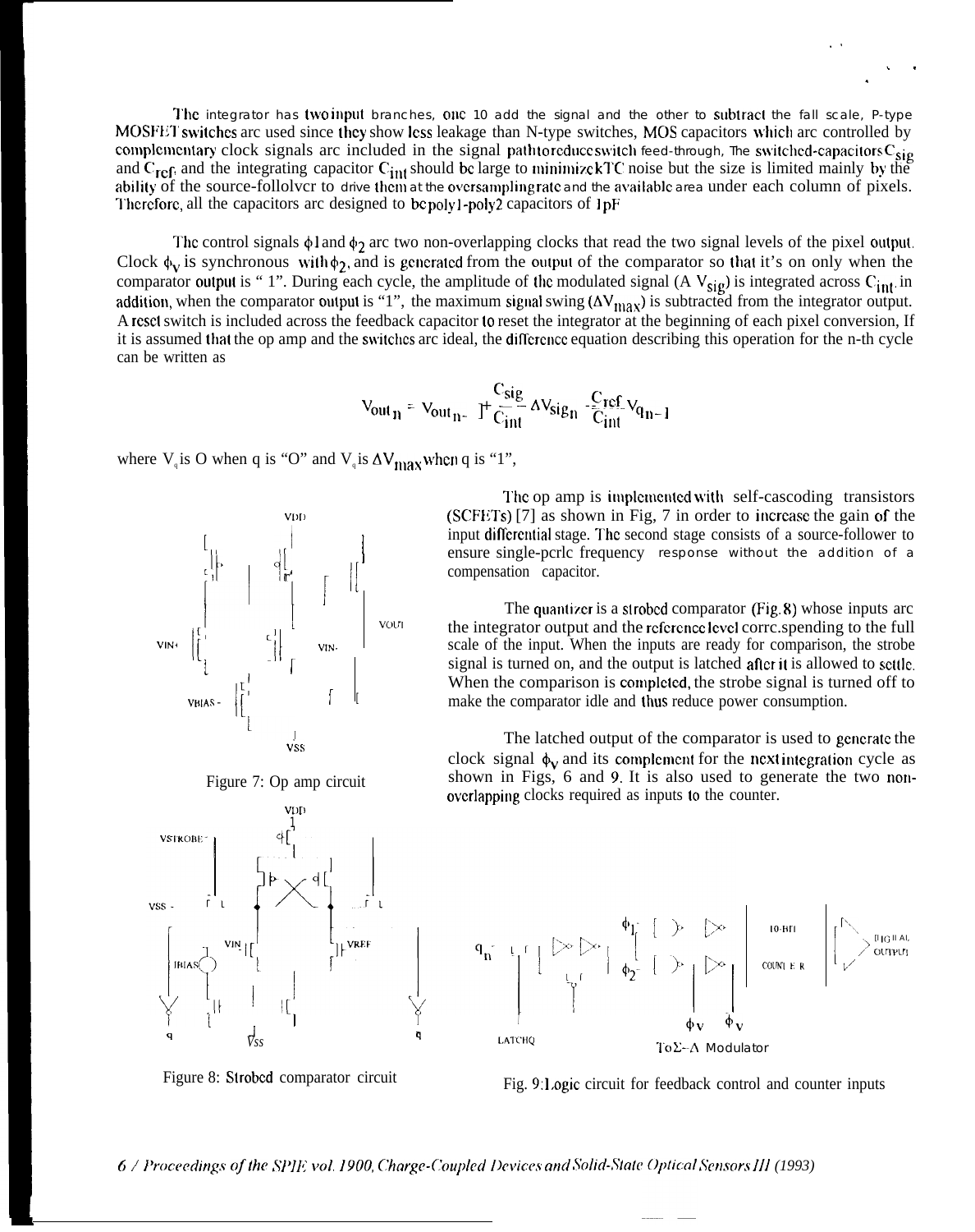The integrator has two input branches, one to add the signal and the other to subtract the full scale, P-type MOSFET switches are used since they show less leakage than N-type switches, MOS capacitors which are controlled by complementary clock signals are included in the signal path to reduce switch feed-through, The switched-capacitors $C_{sig}$ and $C_{ref}$, and the integrating capacitor $C_{int}$ should be large to minimize kTC noise but the size is limited mainly by the ability of the source-follower to drive them at the oversampling rate and the available area under each column of pixels. Therefore, all the capacitors are designed to be poly1-poly2 capacitors of 1pF

The control signals $\phi_1$ and $\phi_2$ are two non-overlapping clocks that read the two signal levels of the pixel output. Clock $\phi_v$ is synchronous with $\phi_2$, and is generated from the output of the comparator so that it's on only when the comparator output is "1". During each cycle, the amplitude of the modulated signal ($\Delta V_{sig}$) is integrated across $C_{int}$. in addition, when the comparator output is "1", the maximum signal swing ($\Delta V_{max}$) is subtracted from the integrator output. A reset switch is included across the feedback capacitor to reset the integrator at the beginning of each pixel conversion, If it is assumed that the op amp and the switches are ideal, the difference equation describing this operation for the n-th cycle can be written as

$$V_{out_n} = V_{out_{n-1}} + \frac{C_{sig}}{C_{int}} \Delta V_{sig_n} - \frac{C_{ref}}{C_{int}} V_{q_{n-1}}$$

where $V_q$ is 0 when q is "0" and $V_q$ is $\Delta V_{max}$ when q is "1",

The op amp is implemented with self-cascoding transistors (SCFETs) [7] as shown in Fig, 7 in order to increase the gain of the input differential stage. The second stage consists of a source-follower to ensure single-pole frequency response without the addition of a compensation capacitor.

The quantizer is a strobed comparator (Fig. 8) whose inputs are the integrator output and the reference level corresponding to the full scale of the input. When the inputs are ready for comparison, the strobe signal is turned on, and the output is latched after it is allowed to settle. When the comparison is completed, the strobe signal is turned off to make the comparator idle and thus reduce power consumption.

The latched output of the comparator is used to generate the clock signal $\phi_v$ and its complement for the next integration cycle as shown in Figs, 6 and 9. It is also used to generate the two non-overlapping clocks required as inputs to the counter.

Figure 7: Op amp circuit

Figure 8: Strobed comparator circuit

Fig. 9: Logic circuit for feedback control and counter inputs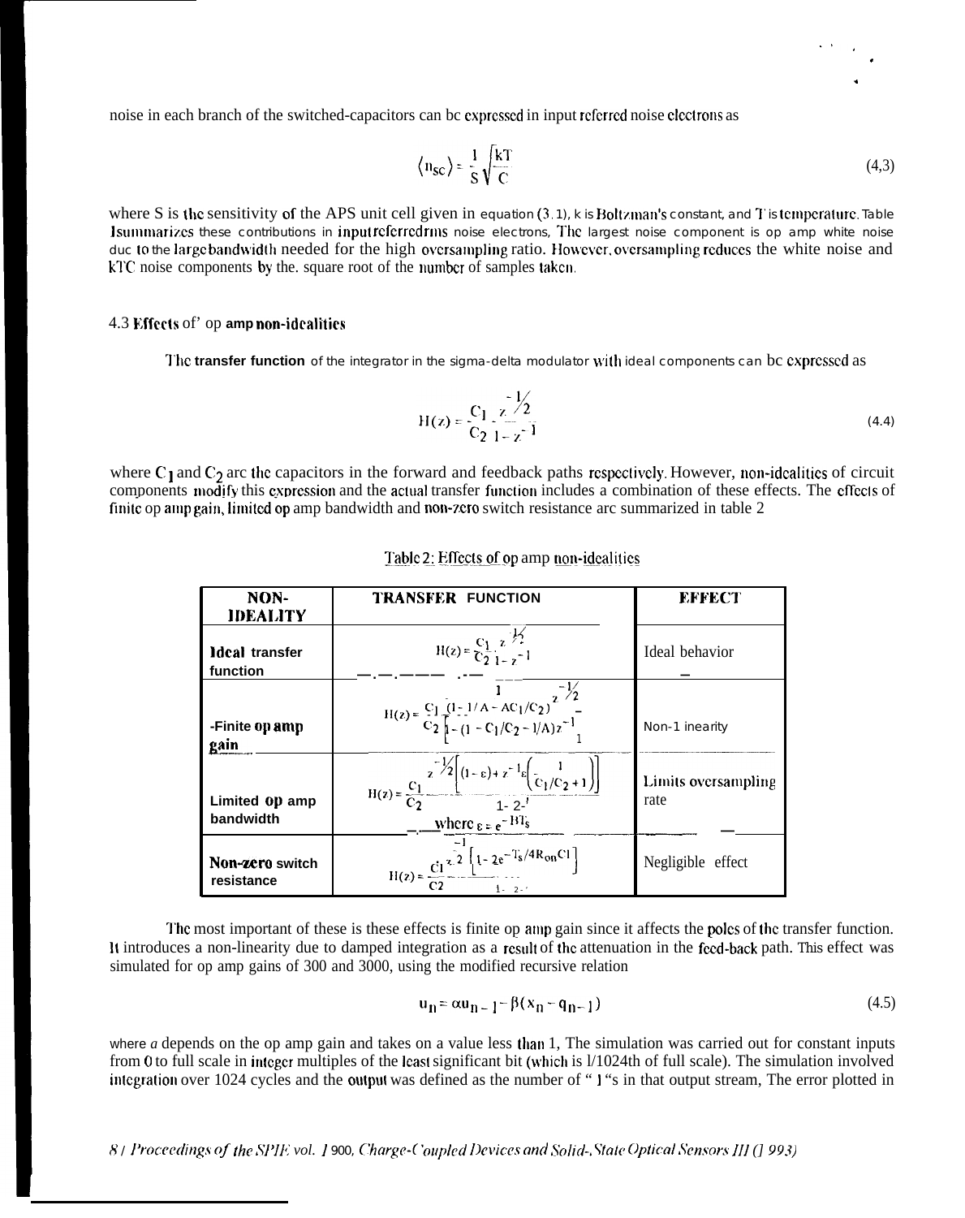noise in each branch of the switched-capacitors can be expressed in input referred noise electrons as

$$\langle n_{SC} \rangle = \frac{1}{S}\sqrt{\frac{kT}{C}} \tag{4.3}$$

where S is the sensitivity of the APS unit cell given in equation (3.1), k is Boltzman's constant, and T is temperature. Table 1 summarizes these contributions in input referred rms noise electrons. The largest noise component is op amp white noise due to the large bandwidth needed for the high oversampling ratio. However, oversampling reduces the white noise and kTC noise components by the square root of the number of samples taken.

### 4.3 Effects of op amp non-idealities

The transfer function of the integrator in the sigma-delta modulator with ideal components can be expressed as

$$H(z) = \frac{C_1}{C_2}\frac{z^{-1/2}}{1-z^{-1}} \tag{4.4}$$

where $C_1$ and $C_2$ are the capacitors in the forward and feedback paths respectively. However, non-idealities of circuit components modify this expression and the actual transfer function includes a combination of these effects. The effects of finite op amp gain, limited op amp bandwidth and non-zero switch resistance are summarized in table 2

Table 2: Effects of op amp non-idealities

| NON-IDEALITY | TRANSFER FUNCTION | EFFECT |
|---|---|---|
| Ideal transfer function | $H(z) = \frac{C_1}{C_2}\frac{z^{-1/2}}{1-z^{-1}}$ | Ideal behavior |
| Finite op amp gain | $H(z) = \frac{C_1}{C_2}\frac{1}{(1-1/A-AC_1/C_2)}\frac{z^{-1/2}}{\left[1-(1-C_1/C_2-1/A)z^{-1}\right]}$ | Non-linearity |
| Limited op amp bandwidth | $H(z) = \frac{C_1}{C_2}\frac{z^{-1/2}\left[(1-\varepsilon)+z^{-1}\varepsilon\left(\frac{1}{C_1/C_2+1}\right)\right]}{1-z^{-1}}$ where $\varepsilon = e^{-BT_s}$ | Limits oversampling rate |
| Non-zero switch resistance | $H(z) = \frac{C_1}{C_2}\frac{z^{-1/2}\left\{1-2e^{-T_s/4R_{on}C_1}\right\}}{1-z^{-1}}$ | Negligible effect |

The most important of these is these effects is finite op amp gain since it affects the poles of the transfer function. It introduces a non-linearity due to damped integration as a result of the attenuation in the feed-back path. This effect was simulated for op amp gains of 300 and 3000, using the modified recursive relation

$$u_n = \alpha u_{n-1} - \beta(x_n - q_{n-1}) \tag{4.5}$$

where $\alpha$ depends on the op amp gain and takes on a value less than 1. The simulation was carried out for constant inputs from 0 to full scale in integer multiples of the least significant bit (which is 1/1024th of full scale). The simulation involved integration over 1024 cycles and the output was defined as the number of "1"s in that output stream. The error plotted in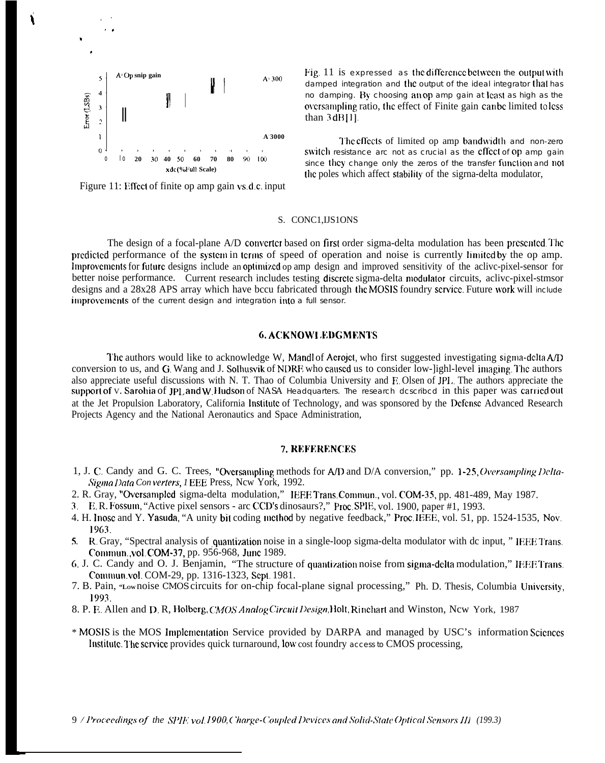A: Op snip gain

A=300

A=3000

Error (LSBs)

5
4
3
2
1
0

0 10 20 30 40 50 60 70 80 90 100

xdc (%Full Scale)

Figure 11: Effect of finite op amp gain vs. d.c. input

Fig. 11 is expressed as the difference between the output with damped integration and the output of the ideal integrator that has no damping. By choosing an op amp gain at least as high as the oversampling ratio, the effect of Finite gain can be limited to less than 3 dB [1].

The effects of limited op amp bandwidth and non-zero switch resistance are not as crucial as the effect of op amp gain since they change only the zeros of the transfer function and not the poles which affect stability of the sigma-delta modulator,

## 5. CONCLUSIONS

The design of a focal-plane A/D converter based on first order sigma-delta modulation has been presented. The predicted performance of the system in terms of speed of operation and noise is currently limited by the op amp. Improvements for future designs include an optimized op amp design and improved sensitivity of the active-pixel-sensor for better noise performance. Current research includes testing discrete sigma-delta modulator circuits, active-pixel-sensor designs and a 28x28 APS array which have been fabricated through the MOSIS foundry service. Future work will include improvements of the current design and integration into a full sensor.

## 6. ACKNOWLEDGMENTS

The authors would like to acknowledge W. Mandl of Aerojet, who first suggested investigating sigma-delta A/D conversion to us, and G. Wang and J. Solhusvik of NDRE who caused us to consider low-light-level imaging. The authors also appreciate useful discussions with N. T. Thao of Columbia University and E. Olsen of JPL. The authors appreciate the support of V. Sarohia of JPL and W. Hudson of NASA Headquarters. The research described in this paper was carried out at the Jet Propulsion Laboratory, California Institute of Technology, and was sponsored by the Defense Advanced Research Projects Agency and the National Aeronautics and Space Administration,

## 7. REFERENCES

1. J. C. Candy and G. C. Temes, "Oversampling methods for A/D and D/A conversion," pp. 1-25, *Oversampling Delta-Sigma Data Converters*, IEEE Press, New York, 1992.
2. R. Gray, "Oversampled sigma-delta modulation," IEEE Trans. Commun., vol. COM-35, pp. 481-489, May 1987.
3. E. R. Fossum, "Active pixel sensors - are CCD's dinosaurs?," Proc. SPIE, vol. 1900, paper #1, 1993.
4. H. Inose and Y. Yasuda, "A unity bit coding method by negative feedback," Proc. IEEE, vol. 51, pp. 1524-1535, Nov. 1963.
5. R. Gray, "Spectral analysis of quantization noise in a single-loop sigma-delta modulator with dc input, " IEEE Trans. Commun., vol. COM-37, pp. 956-968, June 1989.
6. J. C. Candy and O. J. Benjamin, "The structure of quantization noise from sigma-delta modulation," IEEE Trans. Commun. vol. COM-29, pp. 1316-1323, Sept. 1981.
7. B. Pain, "Low noise CMOS circuits for on-chip focal-plane signal processing," Ph. D. Thesis, Columbia University, 1993.
8. P. E. Allen and D. R. Holberg, *CMOS Analog Circuit Design*, Holt, Rinehart and Winston, New York, 1987

\* MOSIS is the MOS Implementation Service provided by DARPA and managed by USC's information Sciences Institute. The service provides quick turnaround, low cost foundry access to CMOS processing,